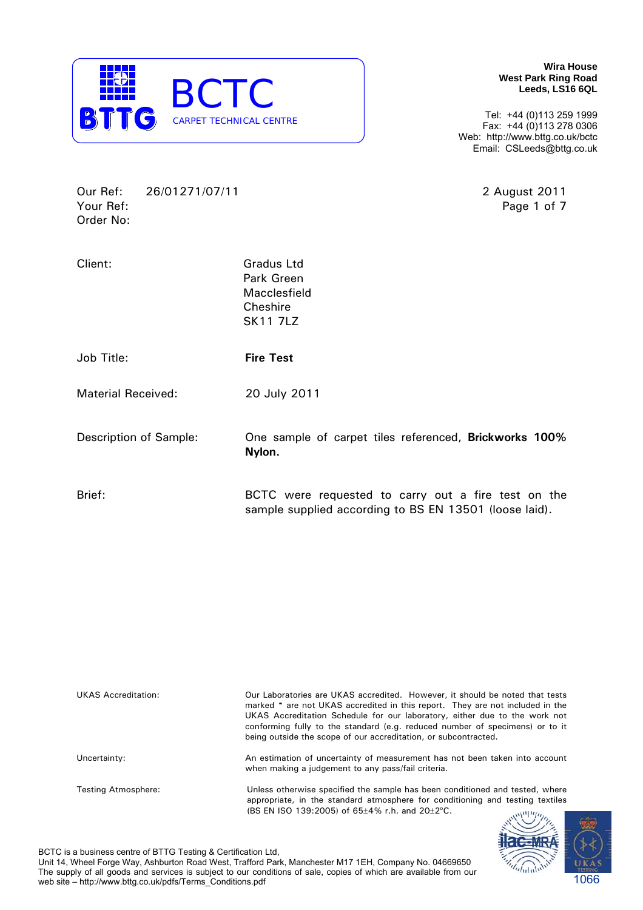**BTTG** BCTC
CARPET TECHNICAL CENTRE

**Wira House**
**West Park Ring Road**
**Leeds, LS16 6QL**

Tel: +44 (0)113 259 1999
Fax: +44 (0)113 278 0306
Web: http://www.bttg.co.uk/bctc
Email: CSLeeds@bttg.co.uk

Our Ref: 26/01271/07/11
Your Ref:
Order No:

2 August 2011

| | |
|---|---|
| Client: | Gradus Ltd<br>Park Green<br>Macclesfield<br>Cheshire<br>SK11 7LZ |
| Job Title: | **Fire Test** |
| Material Received: | 20 July 2011 |
| Description of Sample: | One sample of carpet tiles referenced, **Brickworks 100% Nylon.** |
| Brief: | BCTC were requested to carry out a fire test on the sample supplied according to BS EN 13501 (loose laid). |

| | |
|---|---|
| UKAS Accreditation: | Our Laboratories are UKAS accredited. However, it should be noted that tests marked * are not UKAS accredited in this report. They are not included in the UKAS Accreditation Schedule for our laboratory, either due to the work not conforming fully to the standard (e.g. reduced number of specimens) or to it being outside the scope of our accreditation, or subcontracted. |
| Uncertainty: | An estimation of uncertainty of measurement has not been taken into account when making a judgement to any pass/fail criteria. |
| Testing Atmosphere: | Unless otherwise specified the sample has been conditioned and tested, where appropriate, in the standard atmosphere for conditioning and testing textiles (BS EN ISO 139:2005) of 65±4% r.h. and 20±2°C. |

BCTC is a business centre of BTTG Testing & Certification Ltd,
Unit 14, Wheel Forge Way, Ashburton Road West, Trafford Park, Manchester M17 1EH, Company No. 04669650
The supply of all goods and services is subject to our conditions of sale, copies of which are available from our web site – http://www.bttg.co.uk/pdfs/Terms_Conditions.pdf

ilac-MRA UKAS TESTING 1066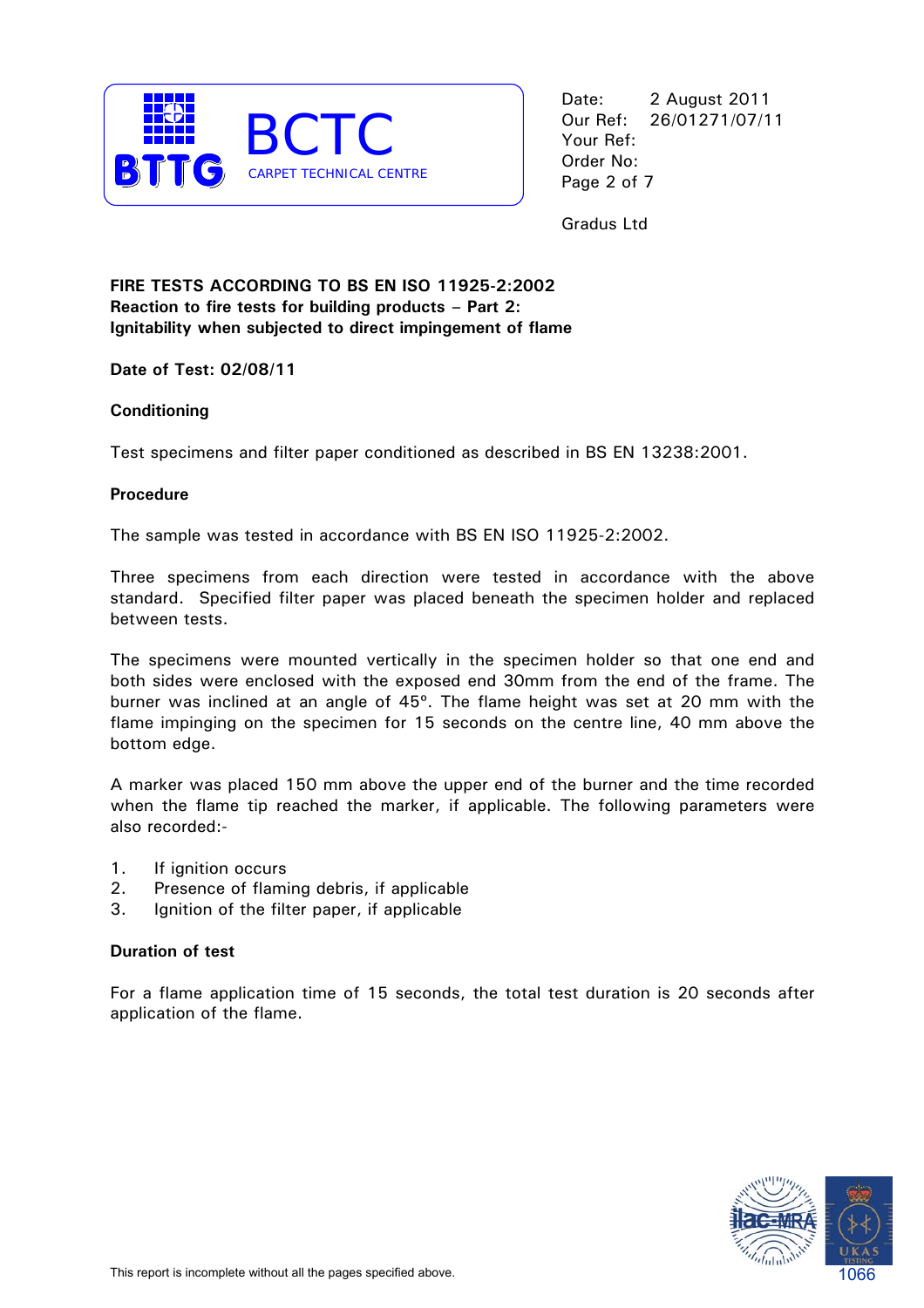Date: 2 August 2011
Our Ref: 26/01271/07/11
Your Ref:
Order No:

Gradus Ltd

**FIRE TESTS ACCORDING TO BS EN ISO 11925-2:2002**
**Reaction to fire tests for building products – Part 2:**
**Ignitability when subjected to direct impingement of flame**

**Date of Test: 02/08/11**

**Conditioning**

Test specimens and filter paper conditioned as described in BS EN 13238:2001.

**Procedure**

The sample was tested in accordance with BS EN ISO 11925-2:2002.

Three specimens from each direction were tested in accordance with the above standard. Specified filter paper was placed beneath the specimen holder and replaced between tests.

The specimens were mounted vertically in the specimen holder so that one end and both sides were enclosed with the exposed end 30mm from the end of the frame. The burner was inclined at an angle of 45º. The flame height was set at 20 mm with the flame impinging on the specimen for 15 seconds on the centre line, 40 mm above the bottom edge.

A marker was placed 150 mm above the upper end of the burner and the time recorded when the flame tip reached the marker, if applicable. The following parameters were also recorded:-

1. If ignition occurs
2. Presence of flaming debris, if applicable
3. Ignition of the filter paper, if applicable

**Duration of test**

For a flame application time of 15 seconds, the total test duration is 20 seconds after application of the flame.

This report is incomplete without all the pages specified above.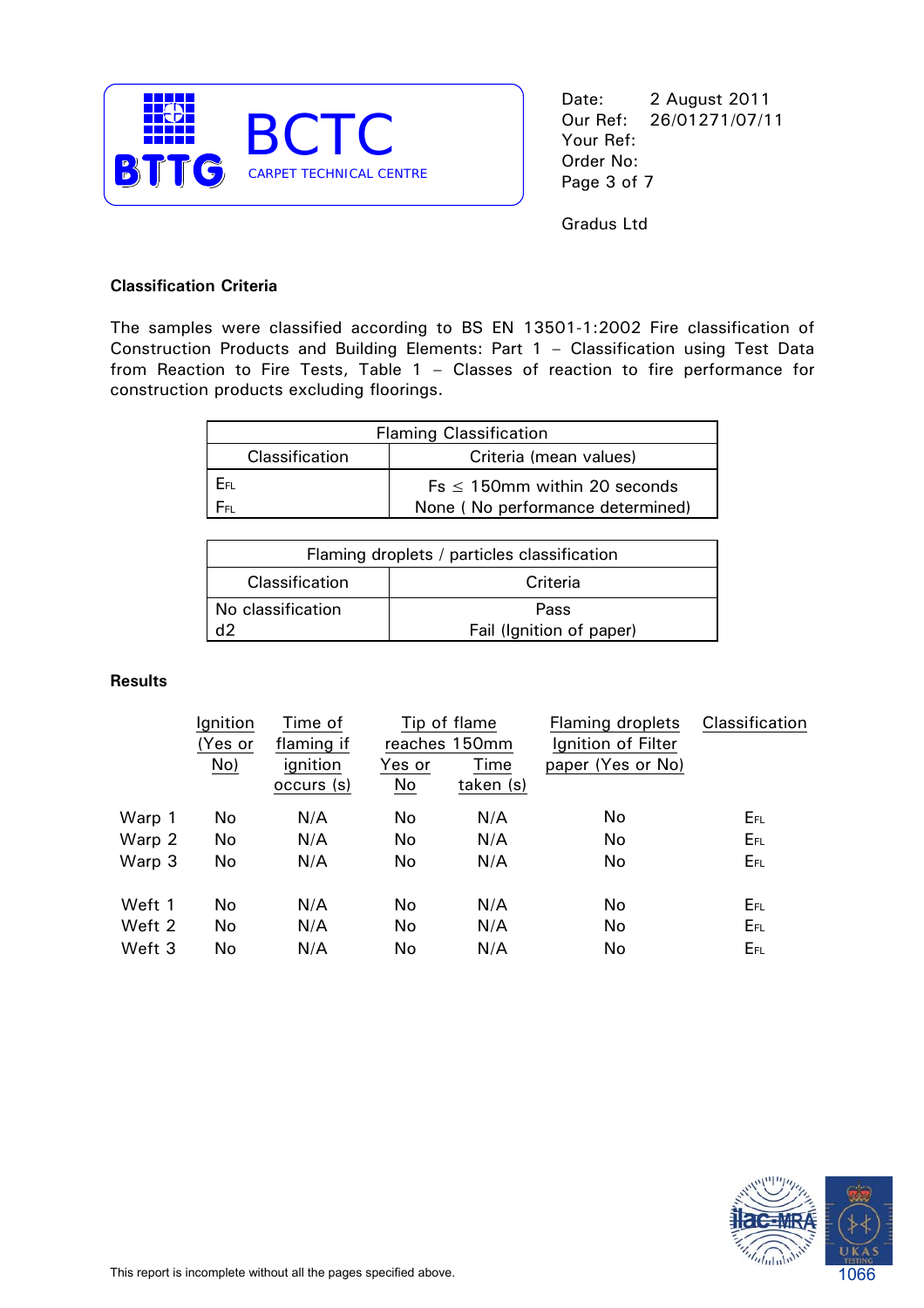BCTC
CARPET TECHNICAL CENTRE

Date: 2 August 2011
Our Ref: 26/01271/07/11
Your Ref:
Order No:

Gradus Ltd

**Classification Criteria**

The samples were classified according to BS EN 13501-1:2002 Fire classification of Construction Products and Building Elements: Part 1 – Classification using Test Data from Reaction to Fire Tests, Table 1 – Classes of reaction to fire performance for construction products excluding floorings.

| Flaming Classification | |
|---|---|
| Classification | Criteria (mean values) |
| $E_{FL}$ | Fs ≤ 150mm within 20 seconds |
| $F_{FL}$ | None ( No performance determined) |

| Flaming droplets / particles classification | |
|---|---|
| Classification | Criteria |
| No classification | Pass |
| d2 | Fail (Ignition of paper) |

**Results**

| | Ignition (Yes or No) | Time of flaming if ignition occurs (s) | Tip of flame reaches 150mm Yes or No | Tip of flame reaches 150mm Time taken (s) | Flaming droplets Ignition of Filter paper (Yes or No) | Classification |
|---|---|---|---|---|---|---|
| Warp 1 | No | N/A | No | N/A | No | $E_{FL}$ |
| Warp 2 | No | N/A | No | N/A | No | $E_{FL}$ |
| Warp 3 | No | N/A | No | N/A | No | $E_{FL}$ |
| Weft 1 | No | N/A | No | N/A | No | $E_{FL}$ |
| Weft 2 | No | N/A | No | N/A | No | $E_{FL}$ |
| Weft 3 | No | N/A | No | N/A | No | $E_{FL}$ |

This report is incomplete without all the pages specified above.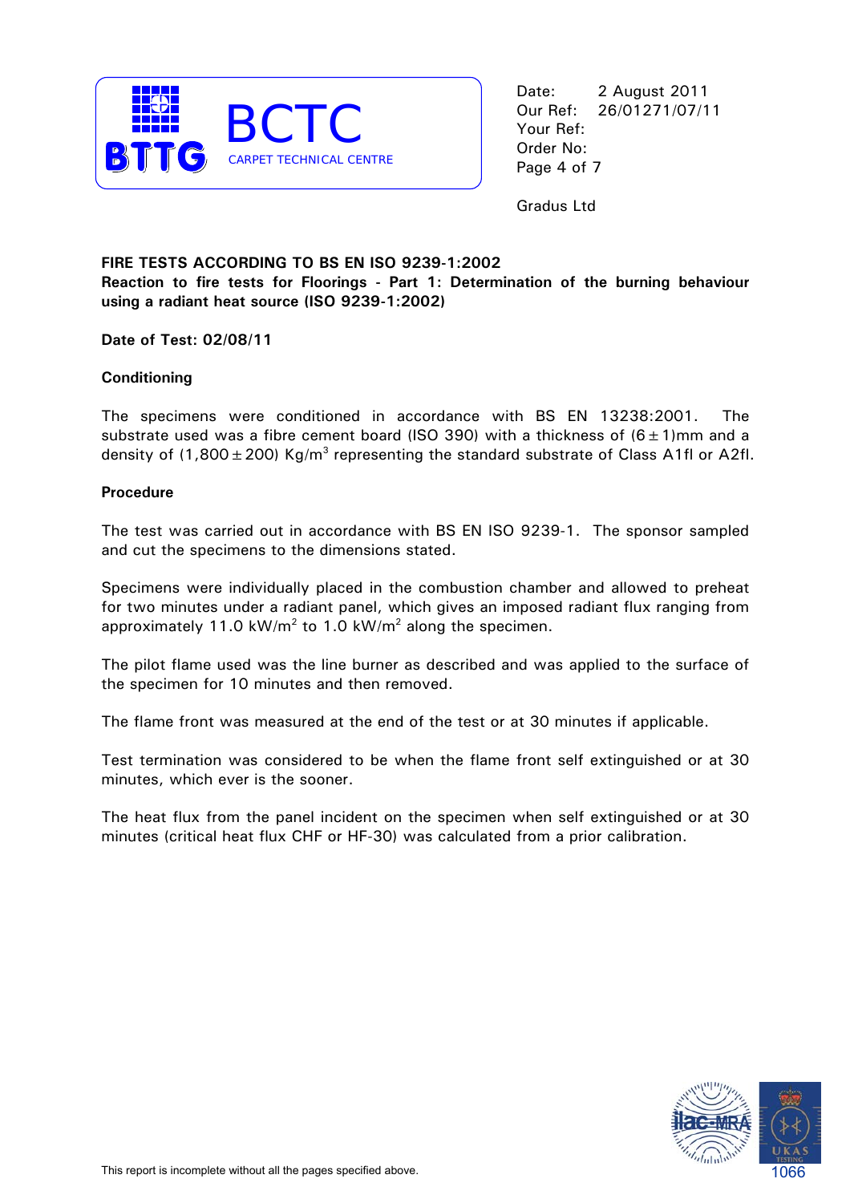Date: 2 August 2011
Our Ref: 26/01271/07/11
Your Ref:
Order No:

Gradus Ltd

**FIRE TESTS ACCORDING TO BS EN ISO 9239-1:2002**
**Reaction to fire tests for Floorings - Part 1: Determination of the burning behaviour using a radiant heat source (ISO 9239-1:2002)**

**Date of Test: 02/08/11**

**Conditioning**

The specimens were conditioned in accordance with BS EN 13238:2001. The substrate used was a fibre cement board (ISO 390) with a thickness of $(6 \pm 1)$mm and a density of $(1,800 \pm 200)$ $Kg/m^3$ representing the standard substrate of Class A1fl or A2fl.

**Procedure**

The test was carried out in accordance with BS EN ISO 9239-1. The sponsor sampled and cut the specimens to the dimensions stated.

Specimens were individually placed in the combustion chamber and allowed to preheat for two minutes under a radiant panel, which gives an imposed radiant flux ranging from approximately 11.0 $kW/m^2$ to 1.0 $kW/m^2$ along the specimen.

The pilot flame used was the line burner as described and was applied to the surface of the specimen for 10 minutes and then removed.

The flame front was measured at the end of the test or at 30 minutes if applicable.

Test termination was considered to be when the flame front self extinguished or at 30 minutes, which ever is the sooner.

The heat flux from the panel incident on the specimen when self extinguished or at 30 minutes (critical heat flux CHF or HF-30) was calculated from a prior calibration.

This report is incomplete without all the pages specified above.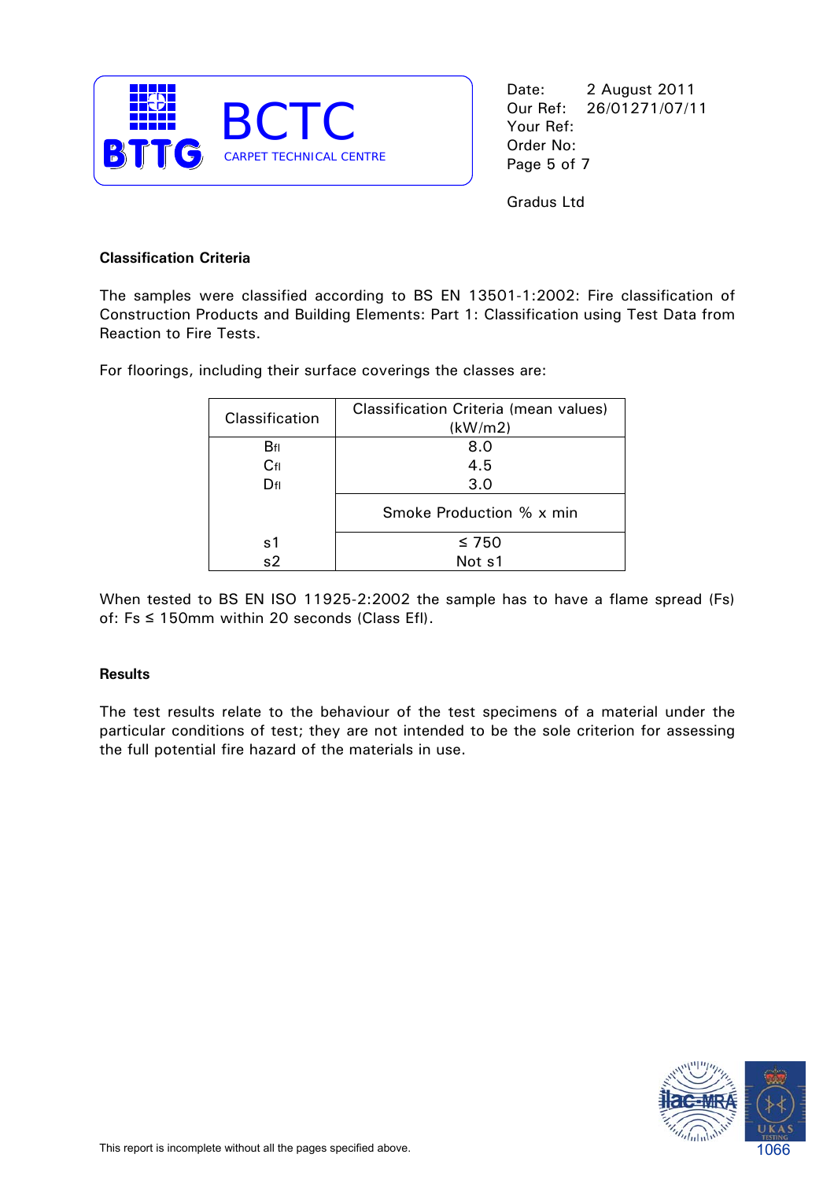BCTC
CARPET TECHNICAL CENTRE

Date: 2 August 2011
Our Ref: 26/01271/07/11
Your Ref:
Order No:

Gradus Ltd

**Classification Criteria**

The samples were classified according to BS EN 13501-1:2002: Fire classification of Construction Products and Building Elements: Part 1: Classification using Test Data from Reaction to Fire Tests.

For floorings, including their surface coverings the classes are:

| Classification | Classification Criteria (mean values) (kW/m2) |
|---|---|
| $B_{fl}$ | 8.0 |
| $C_{fl}$ | 4.5 |
| $D_{fl}$ | 3.0 |
| | Smoke Production % x min |
| s1 | ≤ 750 |
| s2 | Not s1 |

When tested to BS EN ISO 11925-2:2002 the sample has to have a flame spread (Fs) of: Fs ≤ 150mm within 20 seconds (Class Efl).

**Results**

The test results relate to the behaviour of the test specimens of a material under the particular conditions of test; they are not intended to be the sole criterion for assessing the full potential fire hazard of the materials in use.

This report is incomplete without all the pages specified above.

1066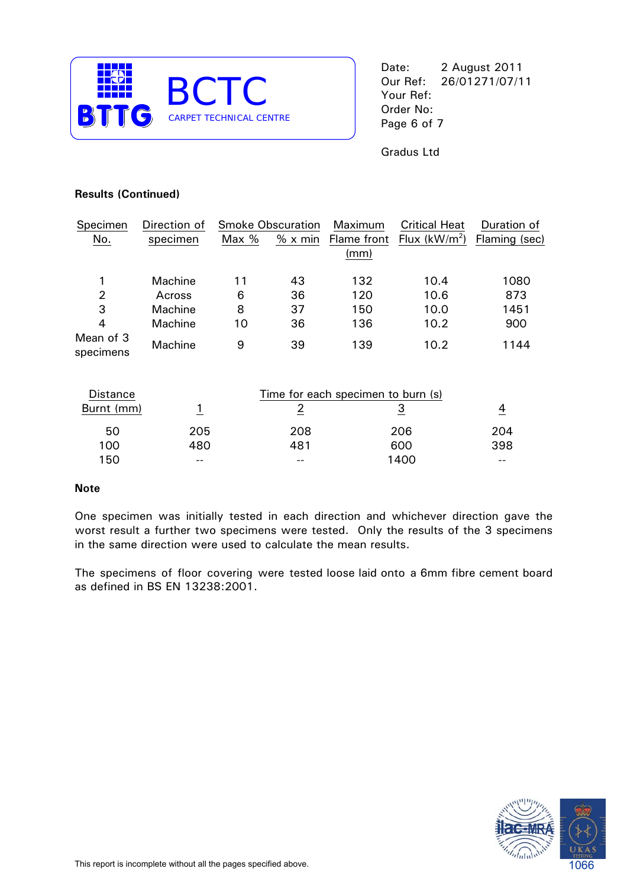Date: 2 August 2011
Our Ref: 26/01271/07/11
Your Ref:
Order No:

Gradus Ltd

**Results (Continued)**

| Specimen No. | Direction of specimen | Smoke Obscuration Max % | Smoke Obscuration % x min | Maximum Flame front (mm) | Critical Heat Flux ($kW/m^2$) | Duration of Flaming (sec) |
|---|---|---|---|---|---|---|
| 1 | Machine | 11 | 43 | 132 | 10.4 | 1080 |
| 2 | Across | 6 | 36 | 120 | 10.6 | 873 |
| 3 | Machine | 8 | 37 | 150 | 10.0 | 1451 |
| 4 | Machine | 10 | 36 | 136 | 10.2 | 900 |
| Mean of 3 specimens | Machine | 9 | 39 | 139 | 10.2 | 1144 |

| Distance Burnt (mm) | Time for each specimen to burn (s) 1 | 2 | 3 | 4 |
|---|---|---|---|---|
| 50 | 205 | 208 | 206 | 204 |
| 100 | 480 | 481 | 600 | 398 |
| 150 | -- | -- | 1400 | -- |

**Note**

One specimen was initially tested in each direction and whichever direction gave the worst result a further two specimens were tested. Only the results of the 3 specimens in the same direction were used to calculate the mean results.

The specimens of floor covering were tested loose laid onto a 6mm fibre cement board as defined in BS EN 13238:2001.

This report is incomplete without all the pages specified above.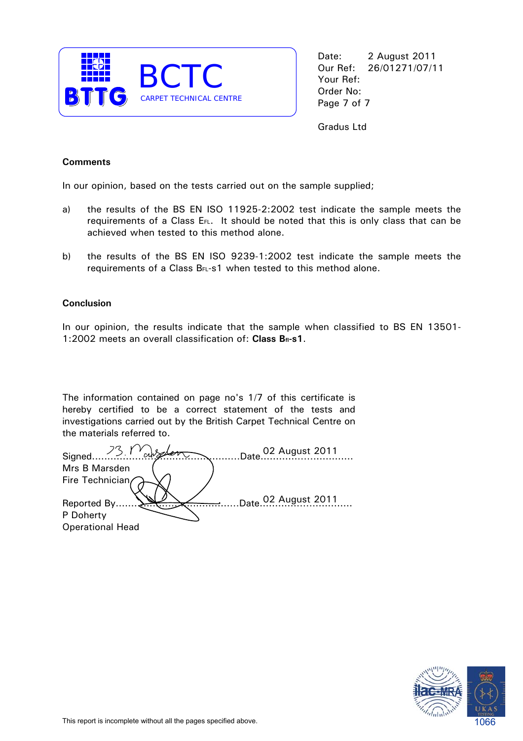BCTC
CARPET TECHNICAL CENTRE

Date: 2 August 2011
Our Ref: 26/01271/07/11
Your Ref:
Order No:

Gradus Ltd

**Comments**

In our opinion, based on the tests carried out on the sample supplied;

a) the results of the BS EN ISO 11925-2:2002 test indicate the sample meets the requirements of a Class $E_{FL}$. It should be noted that this is only class that can be achieved when tested to this method alone.

b) the results of the BS EN ISO 9239-1:2002 test indicate the sample meets the requirements of a Class $B_{FL}$-s1 when tested to this method alone.

**Conclusion**

In our opinion, the results indicate that the sample when classified to BS EN 13501-1:2002 meets an overall classification of: **Class $B_{fl}$-s1**.

The information contained on page no's 1/7 of this certificate is hereby certified to be a correct statement of the tests and investigations carried out by the British Carpet Technical Centre on the materials referred to.

Signed........................................Date 02 August 2011
Mrs B Marsden
Fire Technician

Reported By........................................Date 02 August 2011
P Doherty
Operational Head

This report is incomplete without all the pages specified above.

1066